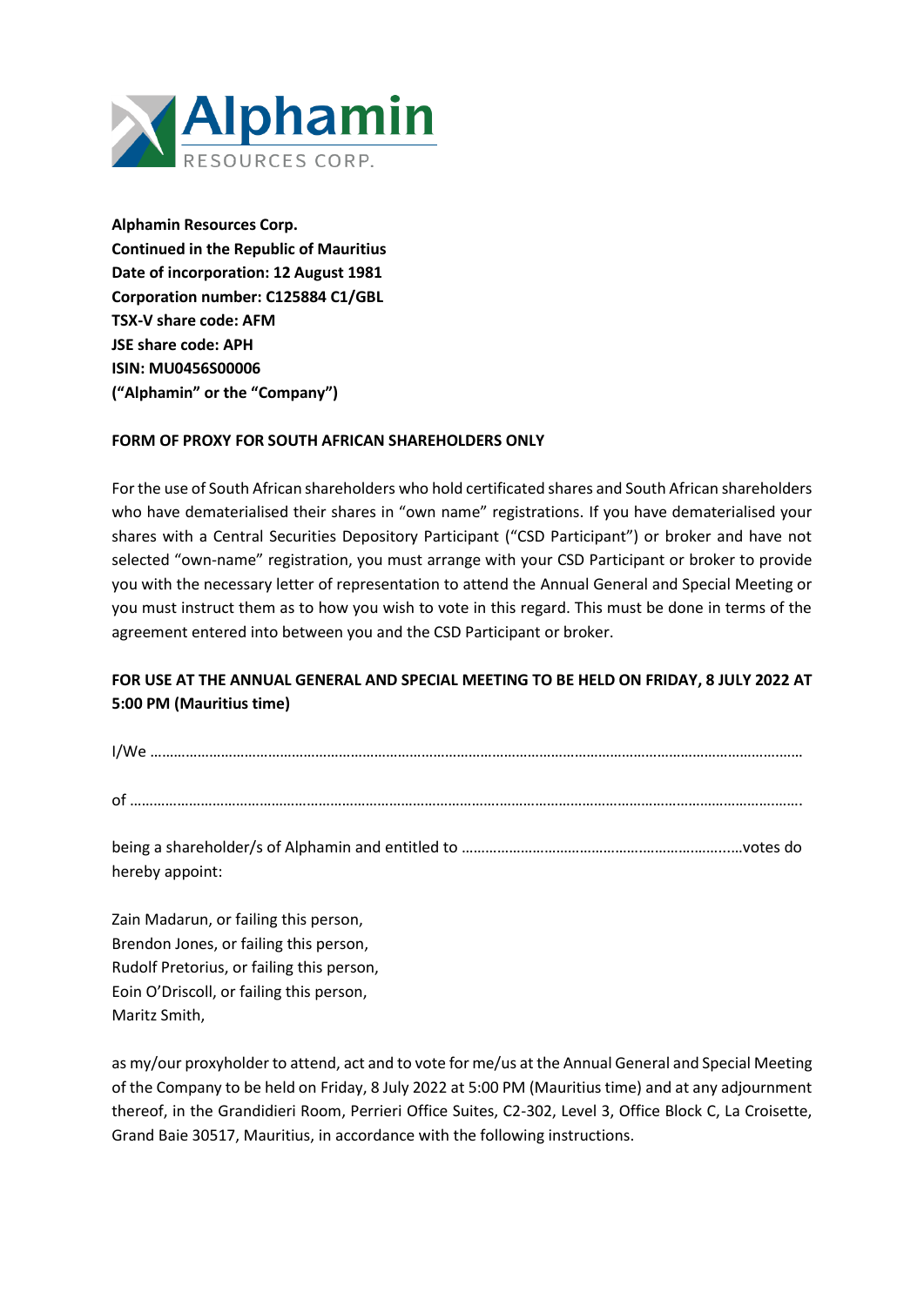Alphamin RESOURCES CORP.

**Alphamin Resources Corp.**
**Continued in the Republic of Mauritius**
**Date of incorporation: 12 August 1981**
**Corporation number: C125884 C1/GBL**
**TSX-V share code: AFM**
**JSE share code: APH**
**ISIN: MU0456S00006**
**("Alphamin" or the "Company")**

**FORM OF PROXY FOR SOUTH AFRICAN SHAREHOLDERS ONLY**

For the use of South African shareholders who hold certificated shares and South African shareholders who have dematerialised their shares in "own name" registrations. If you have dematerialised your shares with a Central Securities Depository Participant ("CSD Participant") or broker and have not selected "own-name" registration, you must arrange with your CSD Participant or broker to provide you with the necessary letter of representation to attend the Annual General and Special Meeting or you must instruct them as to how you wish to vote in this regard. This must be done in terms of the agreement entered into between you and the CSD Participant or broker.

**FOR USE AT THE ANNUAL GENERAL AND SPECIAL MEETING TO BE HELD ON FRIDAY, 8 JULY 2022 AT 5:00 PM (Mauritius time)**

I/We ……………………………………………………………………………………………………………………………………………

of …………………………………………………………………………………………………………………………………………….

being a shareholder/s of Alphamin and entitled to ……………………………………………………………...votes do hereby appoint:

Zain Madarun, or failing this person,
Brendon Jones, or failing this person,
Rudolf Pretorius, or failing this person,
Eoin O'Driscoll, or failing this person,
Maritz Smith,

as my/our proxyholder to attend, act and to vote for me/us at the Annual General and Special Meeting of the Company to be held on Friday, 8 July 2022 at 5:00 PM (Mauritius time) and at any adjournment thereof, in the Grandidieri Room, Perrieri Office Suites, C2-302, Level 3, Office Block C, La Croisette, Grand Baie 30517, Mauritius, in accordance with the following instructions.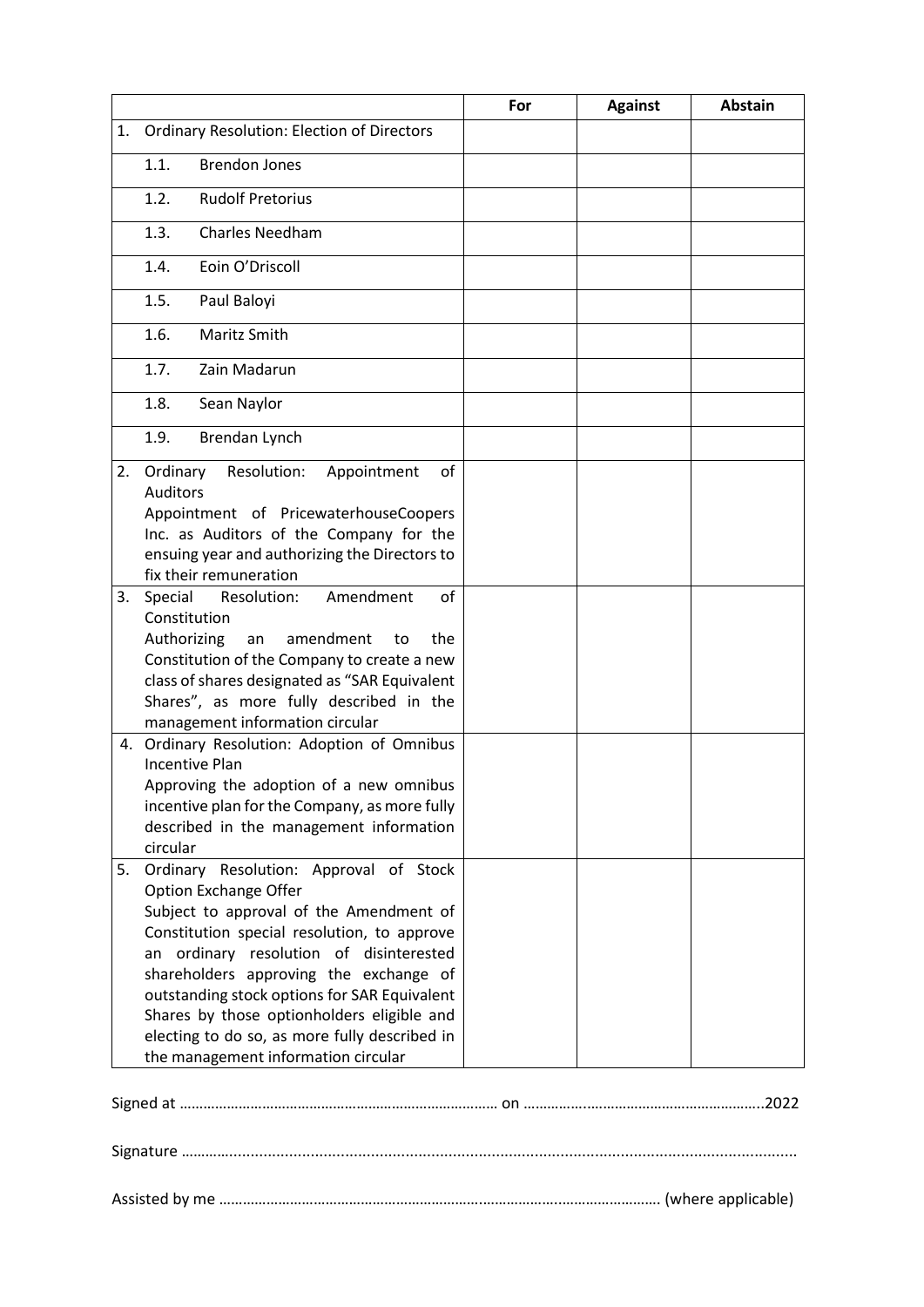| | For | Against | Abstain |
|---|---|---|---|
| 1. Ordinary Resolution: Election of Directors | | | |
| 1.1. Brendon Jones | | | |
| 1.2. Rudolf Pretorius | | | |
| 1.3. Charles Needham | | | |
| 1.4. Eoin O'Driscoll | | | |
| 1.5. Paul Baloyi | | | |
| 1.6. Maritz Smith | | | |
| 1.7. Zain Madarun | | | |
| 1.8. Sean Naylor | | | |
| 1.9. Brendan Lynch | | | |
| 2. Ordinary Resolution: Appointment of Auditors<br>Appointment of PricewaterhouseCoopers Inc. as Auditors of the Company for the ensuing year and authorizing the Directors to fix their remuneration | | | |
| 3. Special Resolution: Amendment of Constitution<br>Authorizing an amendment to the Constitution of the Company to create a new class of shares designated as "SAR Equivalent Shares", as more fully described in the management information circular | | | |
| 4. Ordinary Resolution: Adoption of Omnibus Incentive Plan<br>Approving the adoption of a new omnibus incentive plan for the Company, as more fully described in the management information circular | | | |
| 5. Ordinary Resolution: Approval of Stock Option Exchange Offer<br>Subject to approval of the Amendment of Constitution special resolution, to approve an ordinary resolution of disinterested shareholders approving the exchange of outstanding stock options for SAR Equivalent Shares by those optionholders eligible and electing to do so, as more fully described in the management information circular | | | |

Signed at ……………………………………………………………………… on …………………………………………………..2022

Signature ……………………………………………………………………………………………………………………………………

Assisted by me …………………………………………………………………………………………………… (where applicable)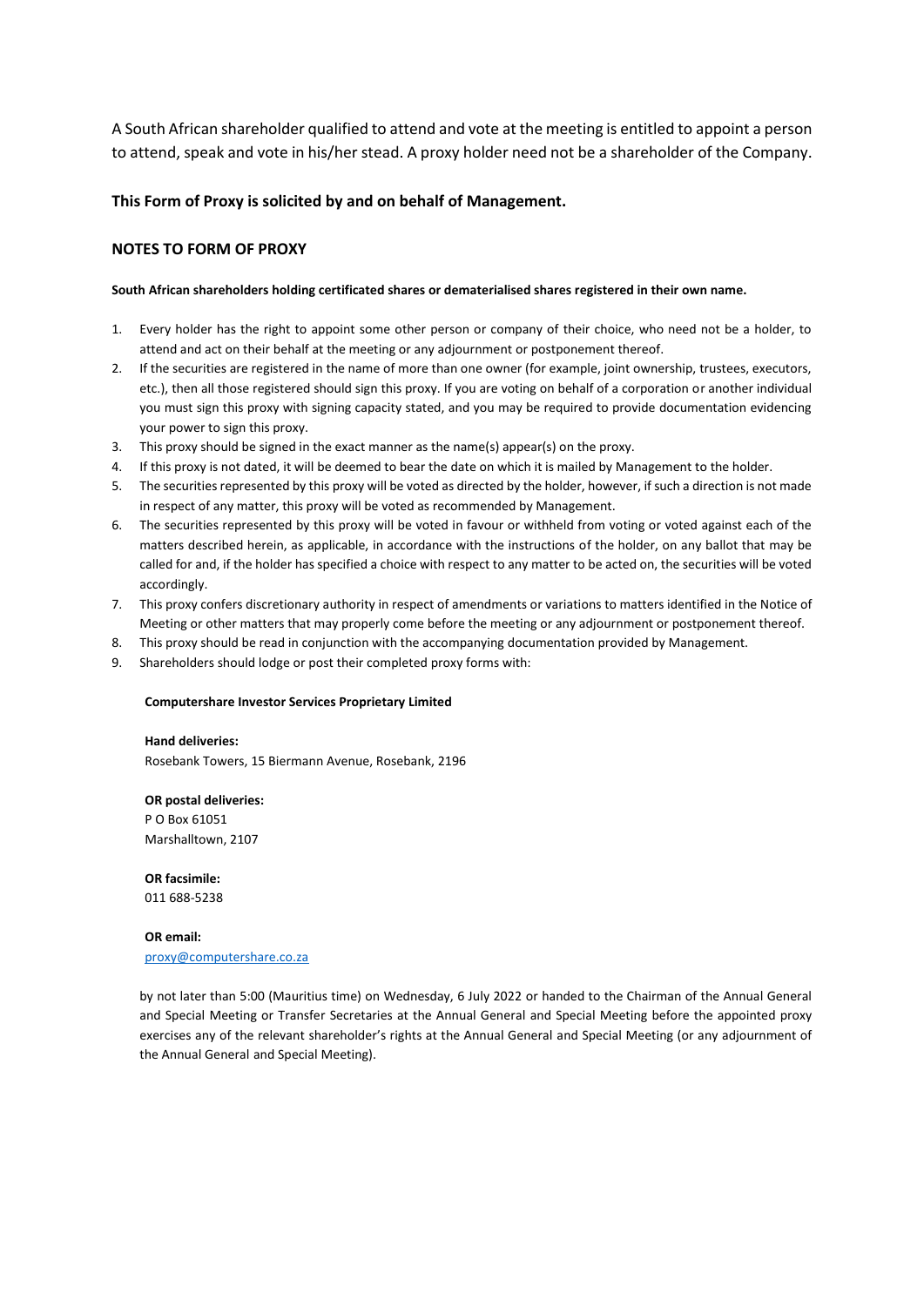A South African shareholder qualified to attend and vote at the meeting is entitled to appoint a person to attend, speak and vote in his/her stead. A proxy holder need not be a shareholder of the Company.

**This Form of Proxy is solicited by and on behalf of Management.**

## NOTES TO FORM OF PROXY

**South African shareholders holding certificated shares or dematerialised shares registered in their own name.**

1. Every holder has the right to appoint some other person or company of their choice, who need not be a holder, to attend and act on their behalf at the meeting or any adjournment or postponement thereof.
2. If the securities are registered in the name of more than one owner (for example, joint ownership, trustees, executors, etc.), then all those registered should sign this proxy. If you are voting on behalf of a corporation or another individual you must sign this proxy with signing capacity stated, and you may be required to provide documentation evidencing your power to sign this proxy.
3. This proxy should be signed in the exact manner as the name(s) appear(s) on the proxy.
4. If this proxy is not dated, it will be deemed to bear the date on which it is mailed by Management to the holder.
5. The securities represented by this proxy will be voted as directed by the holder, however, if such a direction is not made in respect of any matter, this proxy will be voted as recommended by Management.
6. The securities represented by this proxy will be voted in favour or withheld from voting or voted against each of the matters described herein, as applicable, in accordance with the instructions of the holder, on any ballot that may be called for and, if the holder has specified a choice with respect to any matter to be acted on, the securities will be voted accordingly.
7. This proxy confers discretionary authority in respect of amendments or variations to matters identified in the Notice of Meeting or other matters that may properly come before the meeting or any adjournment or postponement thereof.
8. This proxy should be read in conjunction with the accompanying documentation provided by Management.
9. Shareholders should lodge or post their completed proxy forms with:

   **Computershare Investor Services Proprietary Limited**

   **Hand deliveries:**
   Rosebank Towers, 15 Biermann Avenue, Rosebank, 2196

   **OR postal deliveries:**
   P O Box 61051
   Marshalltown, 2107

   **OR facsimile:**
   011 688-5238

   **OR email:**
   proxy@computershare.co.za

   by not later than 5:00 (Mauritius time) on Wednesday, 6 July 2022 or handed to the Chairman of the Annual General and Special Meeting or Transfer Secretaries at the Annual General and Special Meeting before the appointed proxy exercises any of the relevant shareholder's rights at the Annual General and Special Meeting (or any adjournment of the Annual General and Special Meeting).